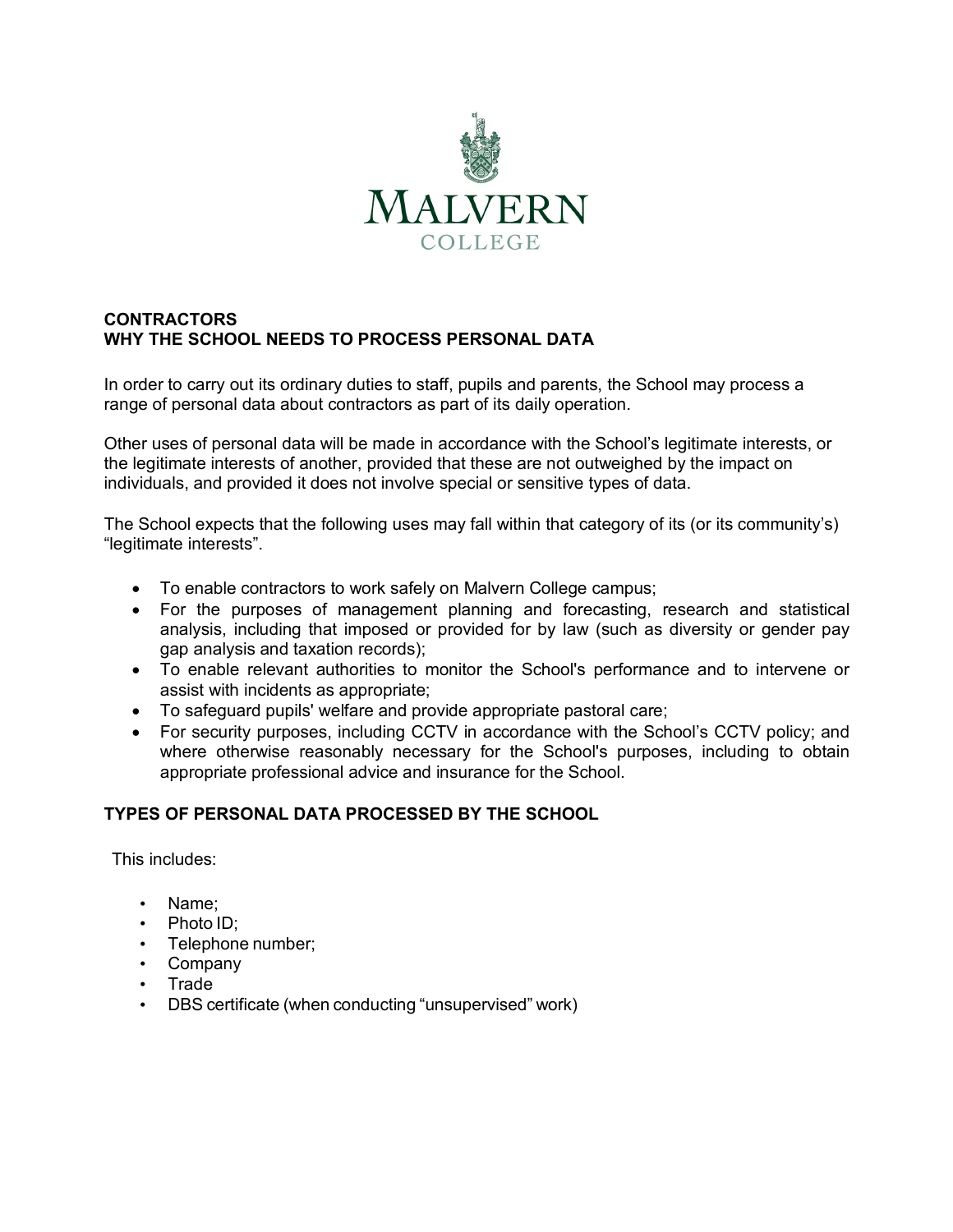# CONTRACTORS
## WHY THE SCHOOL NEEDS TO PROCESS PERSONAL DATA

In order to carry out its ordinary duties to staff, pupils and parents, the School may process a range of personal data about contractors as part of its daily operation.

Other uses of personal data will be made in accordance with the School's legitimate interests, or the legitimate interests of another, provided that these are not outweighed by the impact on individuals, and provided it does not involve special or sensitive types of data.

The School expects that the following uses may fall within that category of its (or its community's) "legitimate interests".

- To enable contractors to work safely on Malvern College campus;
- For the purposes of management planning and forecasting, research and statistical analysis, including that imposed or provided for by law (such as diversity or gender pay gap analysis and taxation records);
- To enable relevant authorities to monitor the School's performance and to intervene or assist with incidents as appropriate;
- To safeguard pupils' welfare and provide appropriate pastoral care;
- For security purposes, including CCTV in accordance with the School's CCTV policy; and where otherwise reasonably necessary for the School's purposes, including to obtain appropriate professional advice and insurance for the School.

## TYPES OF PERSONAL DATA PROCESSED BY THE SCHOOL

This includes:

- Name;
- Photo ID;
- Telephone number;
- Company
- Trade
- DBS certificate (when conducting "unsupervised" work)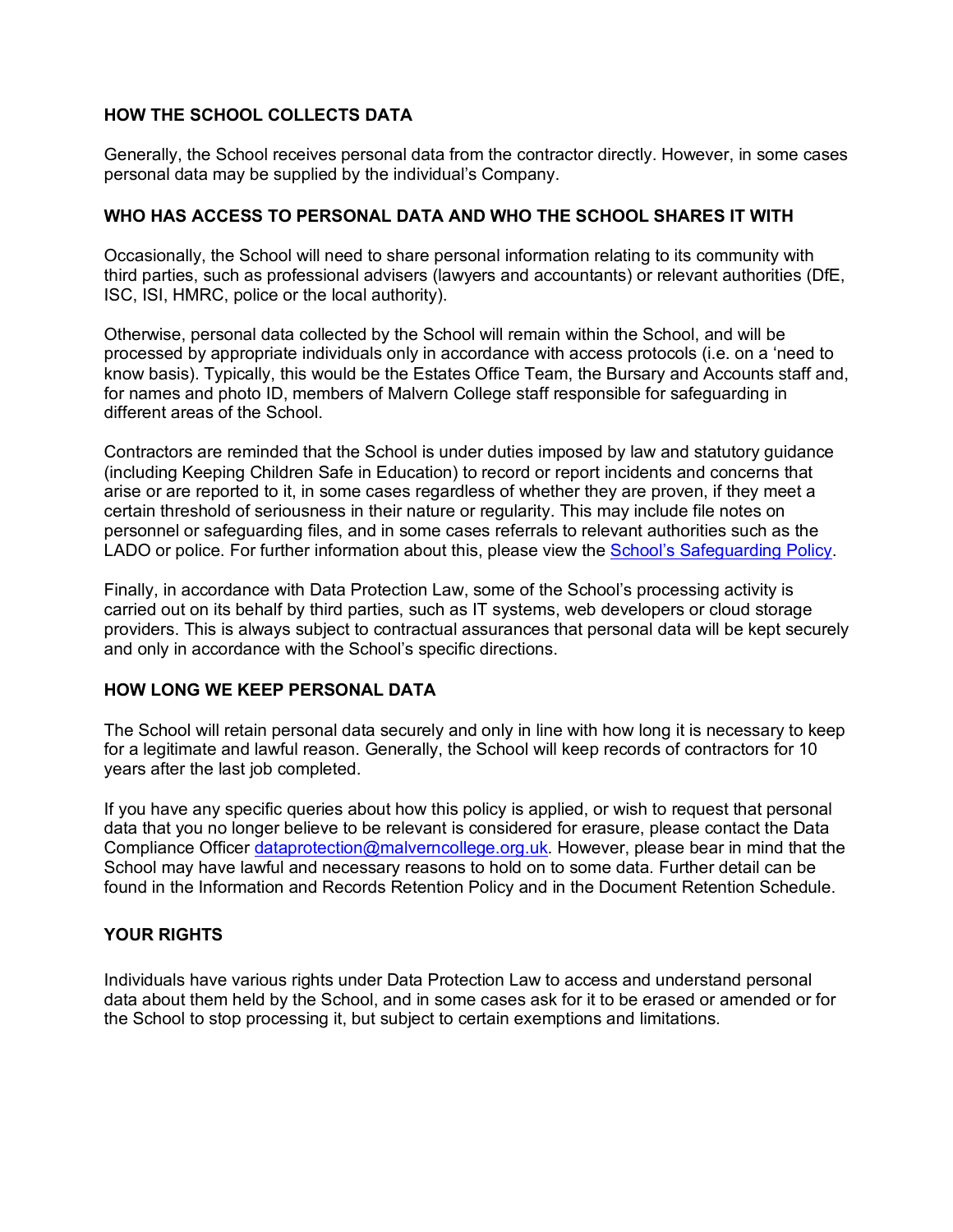## HOW THE SCHOOL COLLECTS DATA

Generally, the School receives personal data from the contractor directly. However, in some cases personal data may be supplied by the individual's Company.

## WHO HAS ACCESS TO PERSONAL DATA AND WHO THE SCHOOL SHARES IT WITH

Occasionally, the School will need to share personal information relating to its community with third parties, such as professional advisers (lawyers and accountants) or relevant authorities (DfE, ISC, ISI, HMRC, police or the local authority).

Otherwise, personal data collected by the School will remain within the School, and will be processed by appropriate individuals only in accordance with access protocols (i.e. on a 'need to know basis). Typically, this would be the Estates Office Team, the Bursary and Accounts staff and, for names and photo ID, members of Malvern College staff responsible for safeguarding in different areas of the School.

Contractors are reminded that the School is under duties imposed by law and statutory guidance (including Keeping Children Safe in Education) to record or report incidents and concerns that arise or are reported to it, in some cases regardless of whether they are proven, if they meet a certain threshold of seriousness in their nature or regularity. This may include file notes on personnel or safeguarding files, and in some cases referrals to relevant authorities such as the LADO or police. For further information about this, please view the School's Safeguarding Policy.

Finally, in accordance with Data Protection Law, some of the School's processing activity is carried out on its behalf by third parties, such as IT systems, web developers or cloud storage providers. This is always subject to contractual assurances that personal data will be kept securely and only in accordance with the School's specific directions.

## HOW LONG WE KEEP PERSONAL DATA

The School will retain personal data securely and only in line with how long it is necessary to keep for a legitimate and lawful reason. Generally, the School will keep records of contractors for 10 years after the last job completed.

If you have any specific queries about how this policy is applied, or wish to request that personal data that you no longer believe to be relevant is considered for erasure, please contact the Data Compliance Officer dataprotection@malverncollege.org.uk. However, please bear in mind that the School may have lawful and necessary reasons to hold on to some data. Further detail can be found in the Information and Records Retention Policy and in the Document Retention Schedule.

## YOUR RIGHTS

Individuals have various rights under Data Protection Law to access and understand personal data about them held by the School, and in some cases ask for it to be erased or amended or for the School to stop processing it, but subject to certain exemptions and limitations.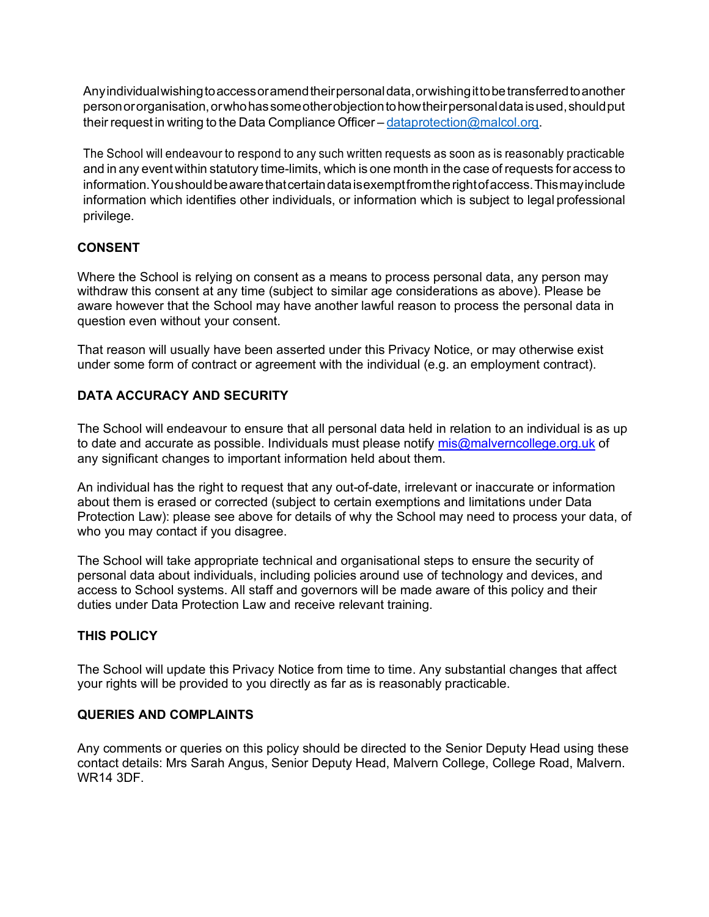Any individual wishing to access or amend their personal data, or wishing it to be transferred to another person or organisation, or who has some other objection to how their personal data is used, should put their request in writing to the Data Compliance Officer – [dataprotection@malcol.org](mailto:dataprotection@malcol.org).

The School will endeavour to respond to any such written requests as soon as is reasonably practicable and in any event within statutory time-limits, which is one month in the case of requests for access to information. You should be aware that certain data is exempt from the right of access. This may include information which identifies other individuals, or information which is subject to legal professional privilege.

**CONSENT**

Where the School is relying on consent as a means to process personal data, any person may withdraw this consent at any time (subject to similar age considerations as above). Please be aware however that the School may have another lawful reason to process the personal data in question even without your consent.

That reason will usually have been asserted under this Privacy Notice, or may otherwise exist under some form of contract or agreement with the individual (e.g. an employment contract).

**DATA ACCURACY AND SECURITY**

The School will endeavour to ensure that all personal data held in relation to an individual is as up to date and accurate as possible. Individuals must please notify [mis@malverncollege.org.uk](mailto:mis@malverncollege.org.uk) of any significant changes to important information held about them.

An individual has the right to request that any out-of-date, irrelevant or inaccurate or information about them is erased or corrected (subject to certain exemptions and limitations under Data Protection Law): please see above for details of why the School may need to process your data, of who you may contact if you disagree.

The School will take appropriate technical and organisational steps to ensure the security of personal data about individuals, including policies around use of technology and devices, and access to School systems. All staff and governors will be made aware of this policy and their duties under Data Protection Law and receive relevant training.

**THIS POLICY**

The School will update this Privacy Notice from time to time. Any substantial changes that affect your rights will be provided to you directly as far as is reasonably practicable.

**QUERIES AND COMPLAINTS**

Any comments or queries on this policy should be directed to the Senior Deputy Head using these contact details: Mrs Sarah Angus, Senior Deputy Head, Malvern College, College Road, Malvern. WR14 3DF.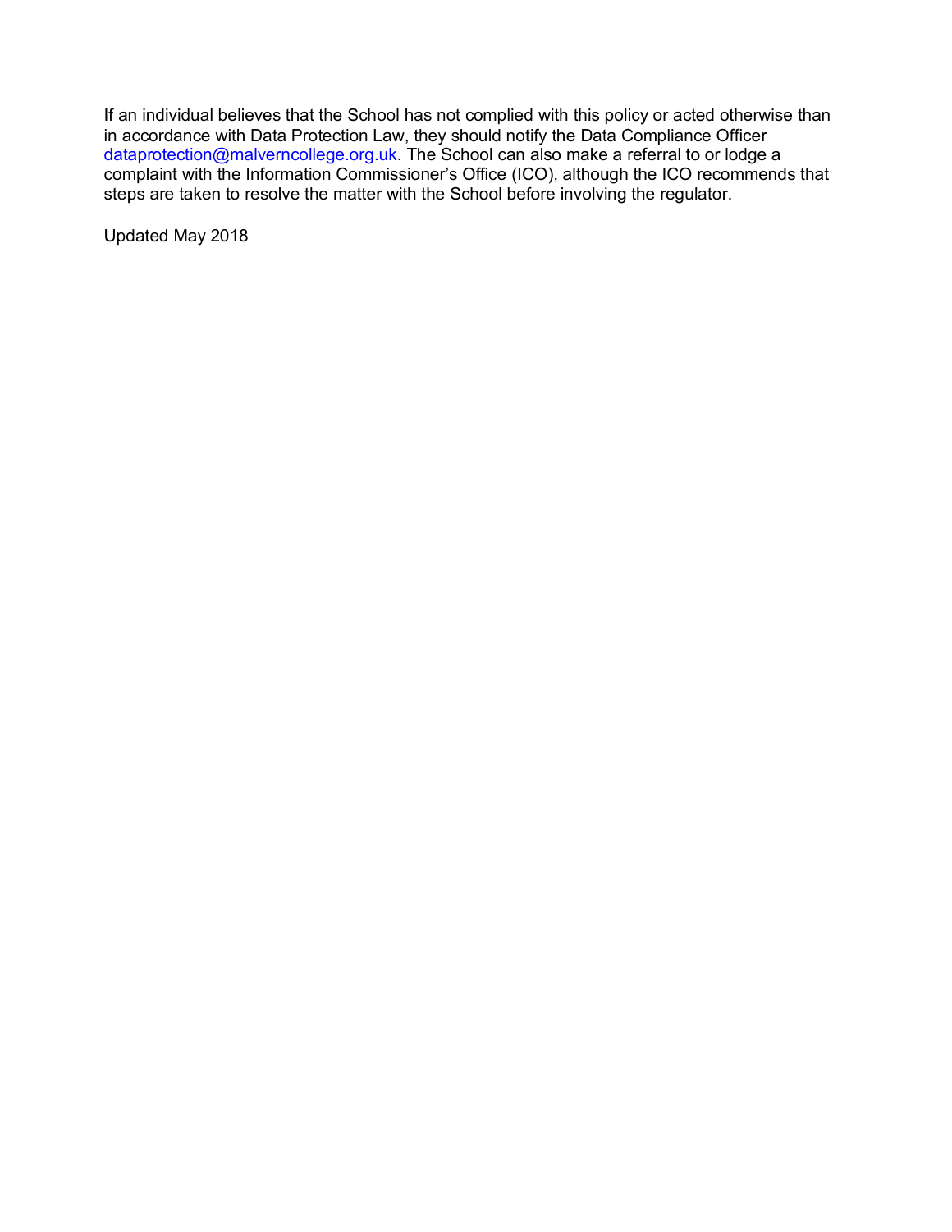If an individual believes that the School has not complied with this policy or acted otherwise than in accordance with Data Protection Law, they should notify the Data Compliance Officer dataprotection@malverncollege.org.uk. The School can also make a referral to or lodge a complaint with the Information Commissioner's Office (ICO), although the ICO recommends that steps are taken to resolve the matter with the School before involving the regulator.

Updated May 2018